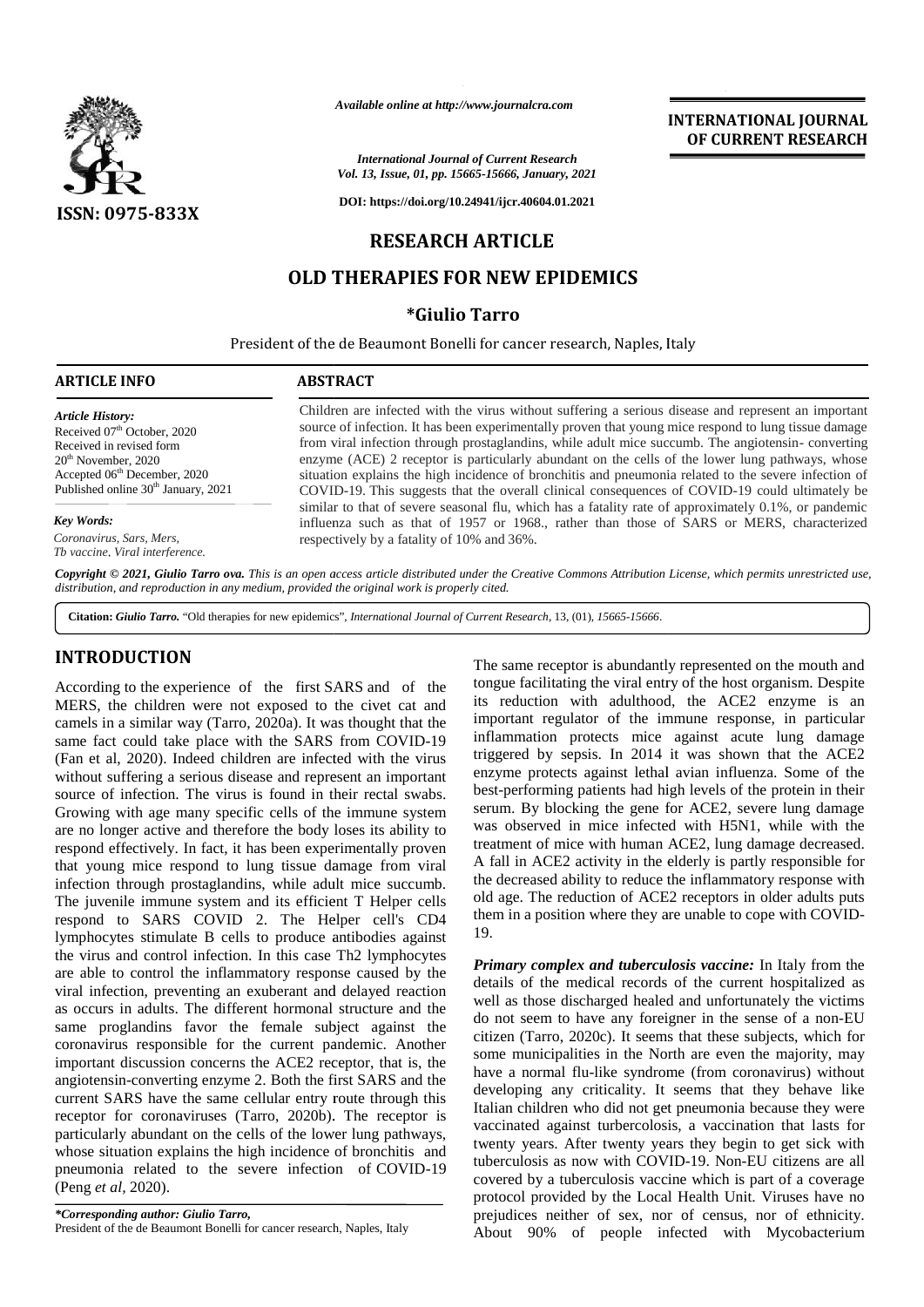Available online at http://www.journalcra.com

International Journal of Current Research
Vol. 13, Issue, 01, pp. 15665-15666, January, 2021

DOI: https://doi.org/10.24941/ijcr.40604.01.2021

ISSN: 0975-833X

INTERNATIONAL JOURNAL OF CURRENT RESEARCH

## RESEARCH ARTICLE

# OLD THERAPIES FOR NEW EPIDEMICS

**\*Giulio Tarro**

President of the de Beaumont Bonelli for cancer research, Naples, Italy

**ARTICLE INFO**

*Article History:*
Received 07th October, 2020
Received in revised form
20th November, 2020
Accepted 06th December, 2020
Published online 30th January, 2021

*Key Words:*
Coronavirus, Sars, Mers, Tb vaccine, Viral interference.

**ABSTRACT**

Children are infected with the virus without suffering a serious disease and represent an important source of infection. It has been experimentally proven that young mice respond to lung tissue damage from viral infection through prostaglandins, while adult mice succumb. The angiotensin- converting enzyme (ACE) 2 receptor is particularly abundant on the cells of the lower lung pathways, whose situation explains the high incidence of bronchitis and pneumonia related to the severe infection of COVID-19. This suggests that the overall clinical consequences of COVID-19 could ultimately be similar to that of severe seasonal flu, which has a fatality rate of approximately 0.1%, or pandemic influenza such as that of 1957 or 1968., rather than those of SARS or MERS, characterized respectively by a fatality of 10% and 36%.

*Copyright © 2021, Giulio Tarro ova. This is an open access article distributed under the Creative Commons Attribution License, which permits unrestricted use, distribution, and reproduction in any medium, provided the original work is properly cited.*

**Citation:** *Giulio Tarro.* "Old therapies for new epidemics", *International Journal of Current Research*, 13, (01), *15665-15666*.

## INTRODUCTION

According to the experience of the first SARS and of the MERS, the children were not exposed to the civet cat and camels in a similar way (Tarro, 2020a). It was thought that the same fact could take place with the SARS from COVID-19 (Fan et al, 2020). Indeed children are infected with the virus without suffering a serious disease and represent an important source of infection. The virus is found in their rectal swabs. Growing with age many specific cells of the immune system are no longer active and therefore the body loses its ability to respond effectively. In fact, it has been experimentally proven that young mice respond to lung tissue damage from viral infection through prostaglandins, while adult mice succumb. The juvenile immune system and its efficient T Helper cells respond to SARS COVID 2. The Helper cell's CD4 lymphocytes stimulate B cells to produce antibodies against the virus and control infection. In this case Th2 lymphocytes are able to control the inflammatory response caused by the viral infection, preventing an exuberant and delayed reaction as occurs in adults. The different hormonal structure and the same proglandins favor the female subject against the coronavirus responsible for the current pandemic. Another important discussion concerns the ACE2 receptor, that is, the angiotensin-converting enzyme 2. Both the first SARS and the current SARS have the same cellular entry route through this receptor for coronaviruses (Tarro, 2020b). The receptor is particularly abundant on the cells of the lower lung pathways, whose situation explains the high incidence of bronchitis and pneumonia related to the severe infection of COVID-19 (Peng *et al*, 2020).

The same receptor is abundantly represented on the mouth and tongue facilitating the viral entry of the host organism. Despite its reduction with adulthood, the ACE2 enzyme is an important regulator of the immune response, in particular inflammation protects mice against acute lung damage triggered by sepsis. In 2014 it was shown that the ACE2 enzyme protects against lethal avian influenza. Some of the best-performing patients had high levels of the protein in their serum. By blocking the gene for ACE2, severe lung damage was observed in mice infected with H5N1, while with the treatment of mice with human ACE2, lung damage decreased. A fall in ACE2 activity in the elderly is partly responsible for the decreased ability to reduce the inflammatory response with old age. The reduction of ACE2 receptors in older adults puts them in a position where they are unable to cope with COVID-19.

***Primary complex and tuberculosis vaccine:*** In Italy from the details of the medical records of the current hospitalized as well as those discharged healed and unfortunately the victims do not seem to have any foreigner in the sense of a non-EU citizen (Tarro, 2020c). It seems that these subjects, which for some municipalities in the North are even the majority, may have a normal flu-like syndrome (from coronavirus) without developing any criticality. It seems that they behave like Italian children who did not get pneumonia because they were vaccinated against turbercolosis, a vaccination that lasts for twenty years. After twenty years they begin to get sick with tuberculosis as now with COVID-19. Non-EU citizens are all covered by a tuberculosis vaccine which is part of a coverage protocol provided by the Local Health Unit. Viruses have no prejudices neither of sex, nor of census, nor of ethnicity. About 90% of people infected with Mycobacterium

*\*Corresponding author: Giulio Tarro,*
President of the de Beaumont Bonelli for cancer research, Naples, Italy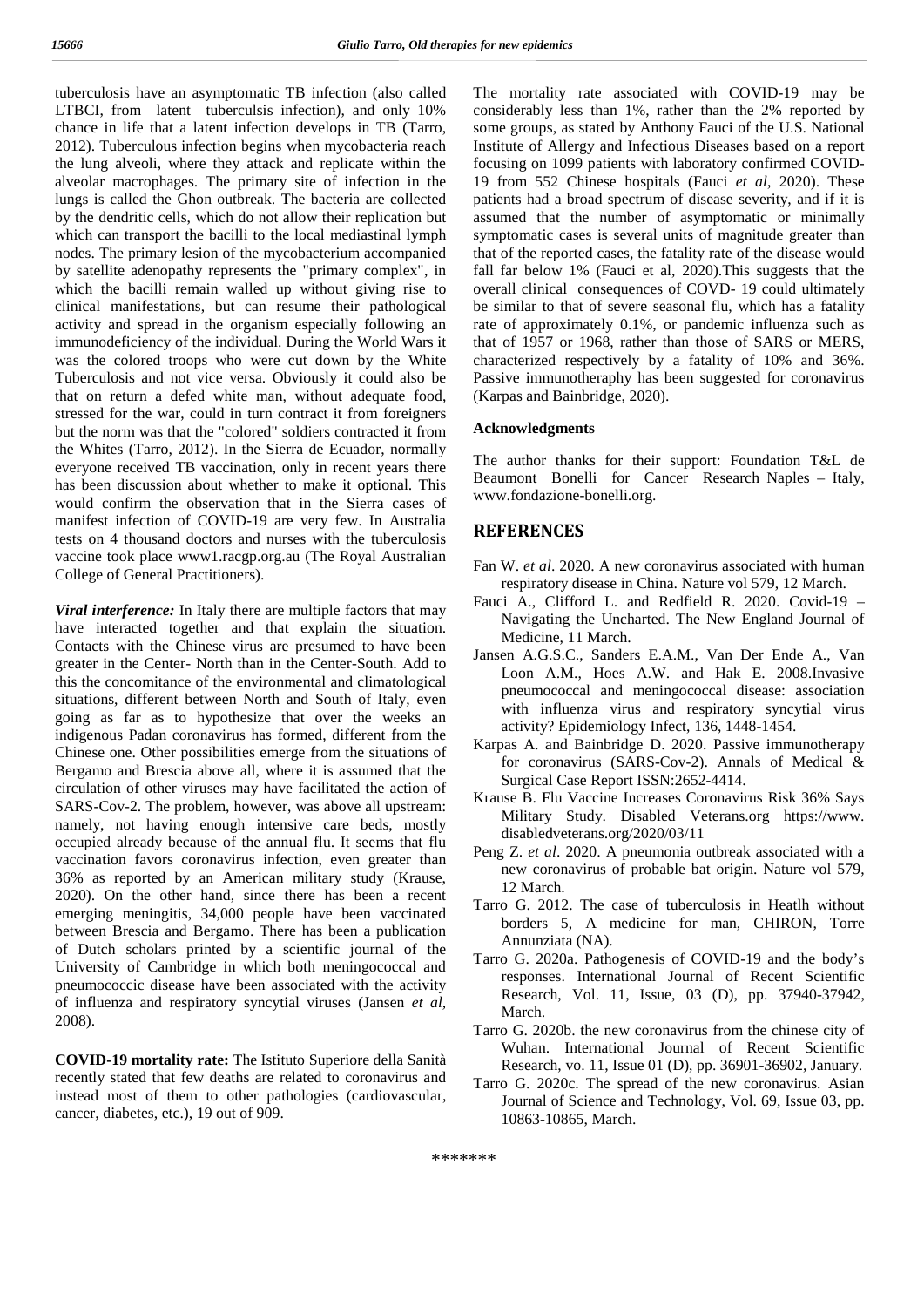tuberculosis have an asymptomatic TB infection (also called LTBCI, from latent tuberculsis infection), and only 10% chance in life that a latent infection develops in TB (Tarro, 2012). Tuberculous infection begins when mycobacteria reach the lung alveoli, where they attack and replicate within the alveolar macrophages. The primary site of infection in the lungs is called the Ghon outbreak. The bacteria are collected by the dendritic cells, which do not allow their replication but which can transport the bacilli to the local mediastinal lymph nodes. The primary lesion of the mycobacterium accompanied by satellite adenopathy represents the "primary complex", in which the bacilli remain walled up without giving rise to clinical manifestations, but can resume their pathological activity and spread in the organism especially following an immunodeficiency of the individual. During the World Wars it was the colored troops who were cut down by the White Tuberculosis and not vice versa. Obviously it could also be that on return a defed white man, without adequate food, stressed for the war, could in turn contract it from foreigners but the norm was that the "colored" soldiers contracted it from the Whites (Tarro, 2012). In the Sierra de Ecuador, normally everyone received TB vaccination, only in recent years there has been discussion about whether to make it optional. This would confirm the observation that in the Sierra cases of manifest infection of COVID-19 are very few. In Australia tests on 4 thousand doctors and nurses with the tuberculosis vaccine took place www1.racgp.org.au (The Royal Australian College of General Practitioners).

***Viral interference:*** In Italy there are multiple factors that may have interacted together and that explain the situation. Contacts with the Chinese virus are presumed to have been greater in the Center- North than in the Center-South. Add to this the concomitance of the environmental and climatological situations, different between North and South of Italy, even going as far as to hypothesize that over the weeks an indigenous Padan coronavirus has formed, different from the Chinese one. Other possibilities emerge from the situations of Bergamo and Brescia above all, where it is assumed that the circulation of other viruses may have facilitated the action of SARS-Cov-2. The problem, however, was above all upstream: namely, not having enough intensive care beds, mostly occupied already because of the annual flu. It seems that flu vaccination favors coronavirus infection, even greater than 36% as reported by an American military study (Krause, 2020). On the other hand, since there has been a recent emerging meningitis, 34,000 people have been vaccinated between Brescia and Bergamo. There has been a publication of Dutch scholars printed by a scientific journal of the University of Cambridge in which both meningococcal and pneumococcic disease have been associated with the activity of influenza and respiratory syncytial viruses (Jansen *et al*, 2008).

**COVID-19 mortality rate:** The Istituto Superiore della Sanità recently stated that few deaths are related to coronavirus and instead most of them to other pathologies (cardiovascular, cancer, diabetes, etc.), 19 out of 909.

The mortality rate associated with COVID-19 may be considerably less than 1%, rather than the 2% reported by some groups, as stated by Anthony Fauci of the U.S. National Institute of Allergy and Infectious Diseases based on a report focusing on 1099 patients with laboratory confirmed COVID-19 from 552 Chinese hospitals (Fauci *et al*, 2020). These patients had a broad spectrum of disease severity, and if it is assumed that the number of asymptomatic or minimally symptomatic cases is several units of magnitude greater than that of the reported cases, the fatality rate of the disease would fall far below 1% (Fauci et al, 2020).This suggests that the overall clinical consequences of COVD- 19 could ultimately be similar to that of severe seasonal flu, which has a fatality rate of approximately 0.1%, or pandemic influenza such as that of 1957 or 1968, rather than those of SARS or MERS, characterized respectively by a fatality of 10% and 36%. Passive immunotherapy has been suggested for coronavirus (Karpas and Bainbridge, 2020).

### Acknowledgments

The author thanks for their support: Foundation T&L de Beaumont Bonelli for Cancer Research Naples – Italy, www.fondazione-bonelli.org.

## REFERENCES

Fan W. *et al*. 2020. A new coronavirus associated with human respiratory disease in China. Nature vol 579, 12 March.

Fauci A., Clifford L. and Redfield R. 2020. Covid-19 – Navigating the Uncharted. The New England Journal of Medicine, 11 March.

Jansen A.G.S.C., Sanders E.A.M., Van Der Ende A., Van Loon A.M., Hoes A.W. and Hak E. 2008.Invasive pneumococcal and meningococcal disease: association with influenza virus and respiratory syncytial virus activity? Epidemiology Infect, 136, 1448-1454.

Karpas A. and Bainbridge D. 2020. Passive immunotherapy for coronavirus (SARS-Cov-2). Annals of Medical & Surgical Case Report ISSN:2652-4414.

Krause B. Flu Vaccine Increases Coronavirus Risk 36% Says Military Study. Disabled Veterans.org https://www.disabledveterans.org/2020/03/11

Peng Z. *et al*. 2020. A pneumonia outbreak associated with a new coronavirus of probable bat origin. Nature vol 579, 12 March.

Tarro G. 2012. The case of tuberculosis in Heatlh without borders 5, A medicine for man, CHIRON, Torre Annunziata (NA).

Tarro G. 2020a. Pathogenesis of COVID-19 and the body's responses. International Journal of Recent Scientific Research, Vol. 11, Issue, 03 (D), pp. 37940-37942, March.

Tarro G. 2020b. the new coronavirus from the chinese city of Wuhan. International Journal of Recent Scientific Research, vo. 11, Issue 01 (D), pp. 36901-36902, January.

Tarro G. 2020c. The spread of the new coronavirus. Asian Journal of Science and Technology, Vol. 69, Issue 03, pp. 10863-10865, March.

*******